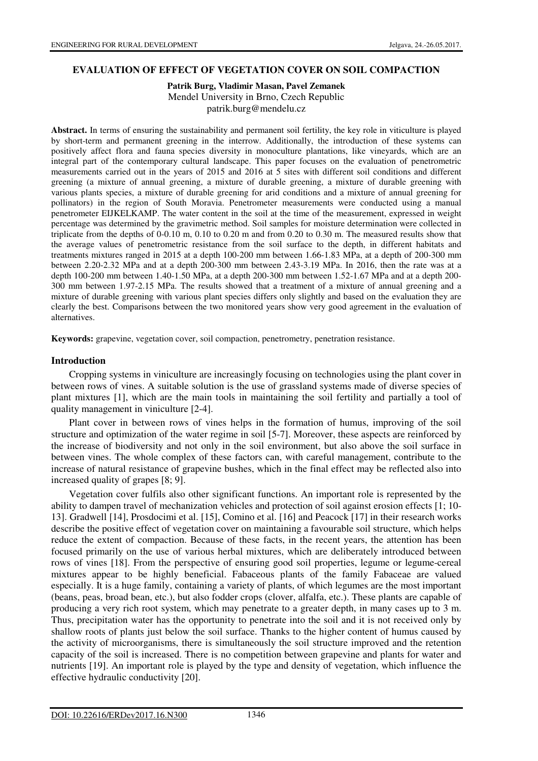# EVALUATION OF EFFECT OF VEGETATION COVER ON SOIL COMPACTION

**Patrik Burg, Vladimir Masan, Pavel Zemanek**

Mendel University in Brno, Czech Republic

patrik.burg@mendelu.cz

**Abstract.** In terms of ensuring the sustainability and permanent soil fertility, the key role in viticulture is played by short-term and permanent greening in the interrow. Additionally, the introduction of these systems can positively affect flora and fauna species diversity in monoculture plantations, like vineyards, which are an integral part of the contemporary cultural landscape. This paper focuses on the evaluation of penetrometric measurements carried out in the years of 2015 and 2016 at 5 sites with different soil conditions and different greening (a mixture of annual greening, a mixture of durable greening, a mixture of durable greening with various plants species, a mixture of durable greening for arid conditions and a mixture of annual greening for pollinators) in the region of South Moravia. Penetrometer measurements were conducted using a manual penetrometer EIJKELKAMP. The water content in the soil at the time of the measurement, expressed in weight percentage was determined by the gravimetric method. Soil samples for moisture determination were collected in triplicate from the depths of 0-0.10 m, 0.10 to 0.20 m and from 0.20 to 0.30 m. The measured results show that the average values of penetrometric resistance from the soil surface to the depth, in different habitats and treatments mixtures ranged in 2015 at a depth 100-200 mm between 1.66-1.83 MPa, at a depth of 200-300 mm between 2.20-2.32 MPa and at a depth 200-300 mm between 2.43-3.19 MPa. In 2016, then the rate was at a depth 100-200 mm between 1.40-1.50 MPa, at a depth 200-300 mm treatment between 1.52-1.67 MPa and at a depth 200-300 mm between 1.97-2.15 MPa. The results showed that a treatment of a mixture of annual greening and a mixture of durable greening with various plant species differs only slightly and based on the evaluation they are clearly the best. Comparisons between the two monitored years show very good agreement in the evaluation of alternatives.

**Keywords:** grapevine, vegetation cover, soil compaction, penetrometry, penetration resistance.

## Introduction

Cropping systems in viniculture are increasingly focusing on technologies using the plant cover in between rows of vines. A suitable solution is the use of grassland systems made of diverse species of plant mixtures [1], which are the main tools in maintaining the soil fertility and partially a tool of quality management in viniculture [2-4].

Plant cover in between rows of vines helps in the formation of humus, improving of the soil structure and optimization of the water regime in soil [5-7]. Moreover, these aspects are reinforced by the increase of biodiversity and not only in the soil environment, but also above the soil surface in between vines. The whole complex of these factors can, with careful management, contribute to the increase of natural resistance of grapevine bushes, which in the final effect may be reflected also into increased quality of grapes [8; 9].

Vegetation cover fulfils also other significant functions. An important role is represented by the ability to dampen travel of mechanization vehicles and protection of soil against erosion effects [1; 10-13]. Gradwell [14], Prosdocimi et al. [15], Comino et al. [16] and Peacock [17] in their research works describe the positive effect of vegetation cover on maintaining a favourable soil structure, which helps reduce the extent of compaction. Because of these facts, in the recent years, the attention has been focused primarily on the use of various herbal mixtures, which are deliberately introduced between rows of vines [18]. From the perspective of ensuring good soil properties, legume or legume-cereal mixtures appear to be highly beneficial. Fabaceous plants of the family Fabaceae are valued especially. It is a huge family, containing a variety of plants, of which legumes are the most important (beans, peas, broad bean, etc.), but also fodder crops (clover, alfalfa, etc.). These plants are capable of producing a very rich root system, which may penetrate to a greater depth, in many cases up to 3 m. Thus, precipitation water has the opportunity to penetrate into the soil and it is not received only by shallow roots of plants just below the soil surface. Thanks to the higher content of humus caused by the activity of microorganisms, there is simultaneously the soil structure improved and the retention capacity of the soil is increased. There is no competition between grapevine and plants for water and nutrients [19]. An important role is played by the type and density of vegetation, which influence the effective hydraulic conductivity [20].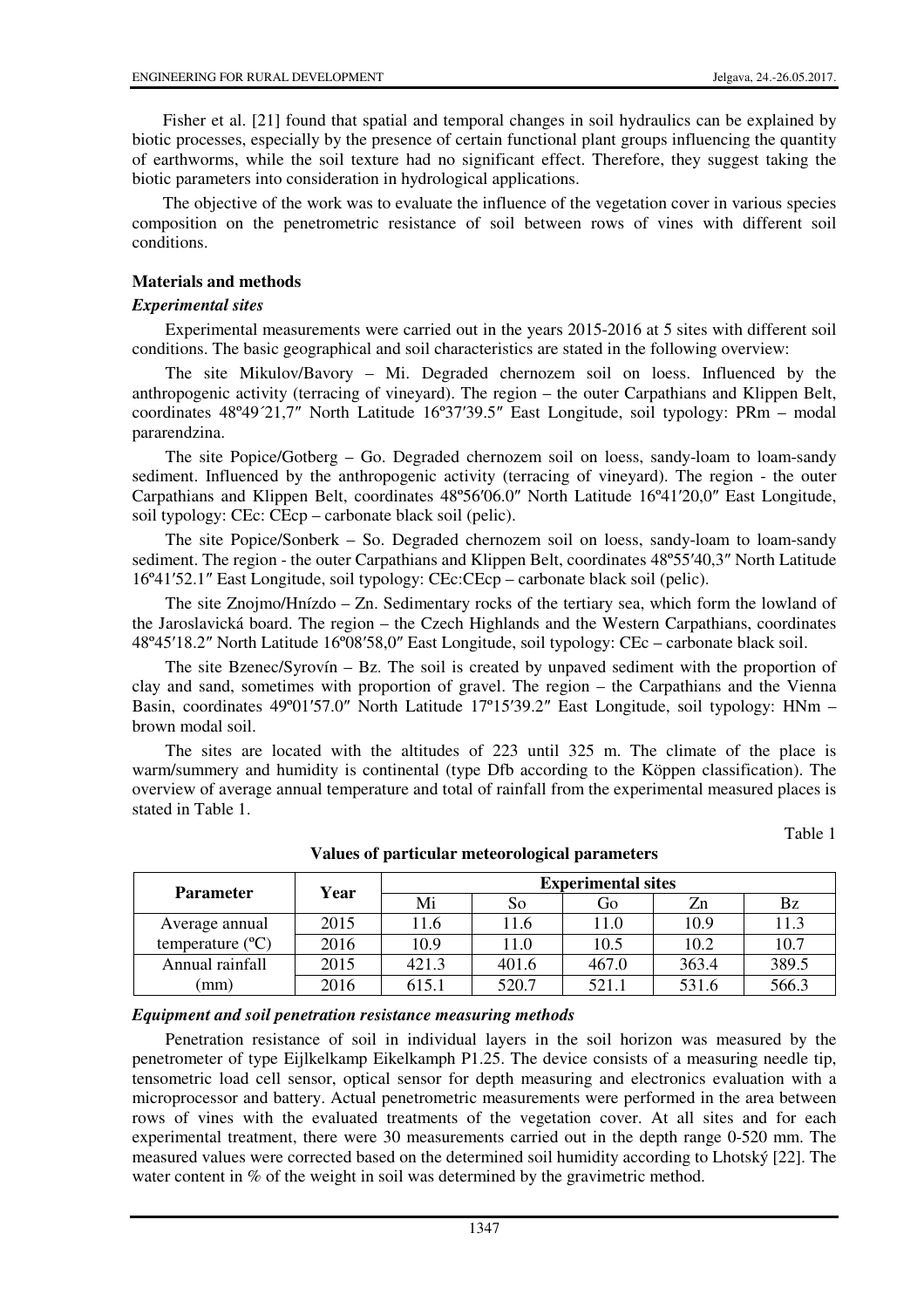Fisher et al. [21] found that spatial and temporal changes in soil hydraulics can be explained by biotic processes, especially by the presence of certain functional plant groups influencing the quantity of earthworms, while the soil texture had no significant effect. Therefore, they suggest taking the biotic parameters into consideration in hydrological applications.

The objective of the work was to evaluate the influence of the vegetation cover in various species composition on the penetrometric resistance of soil between rows of vines with different soil conditions.

## Materials and methods

### *Experimental sites*

Experimental measurements were carried out in the years 2015-2016 at 5 sites with different soil conditions. The basic geographical and soil characteristics are stated in the following overview:

The site Mikulov/Bavory – Mi. Degraded chernozem soil on loess. Influenced by the anthropogenic activity (terracing of vineyard). The region – the outer Carpathians and Klippen Belt, coordinates 48º49´21,7″ North Latitude 16º37′39.5″ East Longitude, soil typology: PRm – modal pararendzina.

The site Popice/Gotberg – Go. Degraded chernozem soil on loess, sandy-loam to loam-sandy sediment. Influenced by the anthropogenic activity (terracing of vineyard). The region - the outer Carpathians and Klippen Belt, coordinates 48º56′06.0″ North Latitude 16º41′20,0″ East Longitude, soil typology: CEc: CEcp – carbonate black soil (pelic).

The site Popice/Sonberk – So. Degraded chernozem soil on loess, sandy-loam to loam-sandy sediment. The region - the outer Carpathians and Klippen Belt, coordinates 48º55′40,3″ North Latitude 16º41′52.1″ East Longitude, soil typology: CEc:CEcp – carbonate black soil (pelic).

The site Znojmo/Hnízdo – Zn. Sedimentary rocks of the tertiary sea, which form the lowland of the Jaroslavická board. The region – the Czech Highlands and the Western Carpathians, coordinates 48º45′18.2″ North Latitude 16º08′58,0″ East Longitude, soil typology: CEc – carbonate black soil.

The site Bzenec/Syrovín – Bz. The soil is created by unpaved sediment with the proportion of clay and sand, sometimes with proportion of gravel. The region – the Carpathians and the Vienna Basin, coordinates 49º01′57.0″ North Latitude 17º15′39.2″ East Longitude, soil typology: HNm – brown modal soil.

The sites are located with the altitudes of 223 until 325 m. The climate of the place is warm/summery and humidity is continental (type Dfb according to the Köppen classification). The overview of average annual temperature and total of rainfall from the experimental measured places is stated in Table 1.

Table 1

**Values of particular meteorological parameters**

| Parameter | Year | Experimental sites | | | | |
|---|---|---|---|---|---|---|
| | | Mi | So | Go | Zn | Bz |
| Average annual temperature (ºC) | 2015 | 11.6 | 11.6 | 11.0 | 10.9 | 11.3 |
| | 2016 | 10.9 | 11.0 | 10.5 | 10.2 | 10.7 |
| Annual rainfall (mm) | 2015 | 421.3 | 401.6 | 467.0 | 363.4 | 389.5 |
| | 2016 | 615.1 | 520.7 | 521.1 | 531.6 | 566.3 |

### *Equipment and soil penetration resistance measuring methods*

Penetration resistance of soil in individual layers in the soil horizon was measured by the penetrometer of type Eijlkelkamp Eikelkamph P1.25. The device consists of a measuring needle tip, tensometric load cell sensor, optical sensor for depth measuring and electronics evaluation with a microprocessor and battery. Actual penetrometric measurements were performed in the area between rows of vines with the evaluated treatments of the vegetation cover. At all sites and for each experimental treatment, there were 30 measurements carried out in the depth range 0-520 mm. The measured values were corrected based on the determined soil humidity according to Lhotský [22]. The water content in % of the weight in soil was determined by the gravimetric method.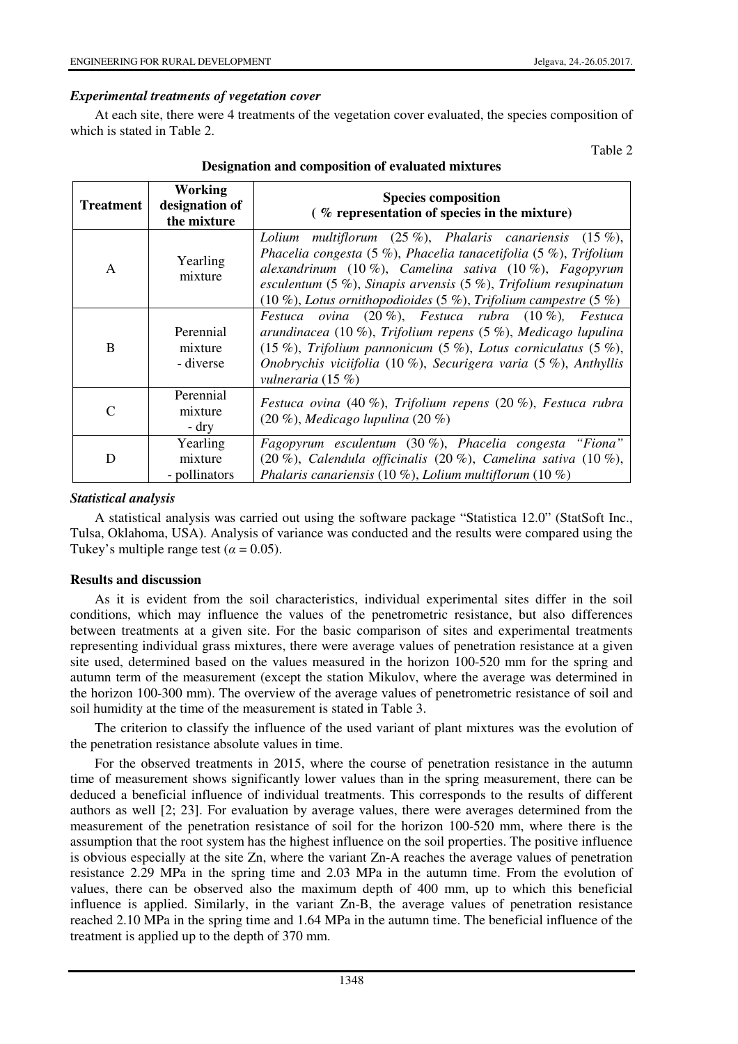### *Experimental treatments of vegetation cover*

At each site, there were 4 treatments of the vegetation cover evaluated, the species composition of which is stated in Table 2.

Table 2

**Designation and composition of evaluated mixtures**

| Treatment | Working designation of the mixture | Species composition ( % representation of species in the mixture) |
|---|---|---|
| A | Yearling mixture | *Lolium multiflorum* (25 %), *Phalaris canariensis* (15 %), *Phacelia congesta* (5 %), *Phacelia tanacetifolia* (5 %), *Trifolium alexandrinum* (10 %), *Camelina sativa* (10 %), *Fagopyrum esculentum* (5 %), *Sinapis arvensis* (5 %), *Trifolium resupinatum* (10 %), *Lotus ornithopodioides* (5 %), *Trifolium campestre* (5 %) |
| B | Perennial mixture - diverse | *Festuca ovina* (20 %), *Festuca rubra* (10 %), *Festuca arundinacea* (10 %), *Trifolium repens* (5 %), *Medicago lupulina* (15 %), *Trifolium pannonicum* (5 %), *Lotus corniculatus* (5 %), *Onobrychis viciifolia* (10 %), *Securigera varia* (5 %), *Anthyllis vulneraria* (15 %) |
| C | Perennial mixture - dry | *Festuca ovina* (40 %), *Trifolium repens* (20 %), *Festuca rubra* (20 %), *Medicago lupulina* (20 %) |
| D | Yearling mixture - pollinators | *Fagopyrum esculentum* (30 %), *Phacelia congesta "Fiona"* (20 %), *Calendula officinalis* (20 %), *Camelina sativa* (10 %), *Phalaris canariensis* (10 %), *Lolium multiflorum* (10 %) |

### *Statistical analysis*

A statistical analysis was carried out using the software package "Statistica 12.0" (StatSoft Inc., Tulsa, Oklahoma, USA). Analysis of variance was conducted and the results were compared using the Tukey's multiple range test ($\alpha = 0.05$).

## Results and discussion

As it is evident from the soil characteristics, individual experimental sites differ in the soil conditions, which may influence the values of the penetrometric resistance, but also differences between treatments at a given site. For the basic comparison of sites and experimental treatments representing individual grass mixtures, there were average values of penetration resistance at a given site used, determined based on the values measured in the horizon 100-520 mm for the spring and autumn term of the measurement (except the station Mikulov, where the average was determined in the horizon 100-300 mm). The overview of the average values of penetrometric resistance of soil and soil humidity at the time of the measurement is stated in Table 3.

The criterion to classify the influence of the used variant of plant mixtures was the evolution of the penetration resistance absolute values in time.

For the observed treatments in 2015, where the course of penetration resistance in the autumn time of measurement shows significantly lower values than in the spring measurement, there can be deduced a beneficial influence of individual treatments. This corresponds to the results of different authors as well [2; 23]. For evaluation by average values, there were averages determined from the measurement of the penetration resistance of soil for the horizon 100-520 mm, where there is the assumption that the root system has the highest influence on the soil properties. The positive influence is obvious especially at the site Zn, where the variant Zn-A reaches the average values of penetration resistance 2.29 MPa in the spring time and 2.03 MPa in the autumn time. From the evolution of values, there can be observed also the maximum depth of 400 mm, up to which this beneficial influence is applied. Similarly, in the variant Zn-B, the average values of penetration resistance reached 2.10 MPa in the spring time and 1.64 MPa in the autumn time. The beneficial influence of the treatment is applied up to the depth of 370 mm.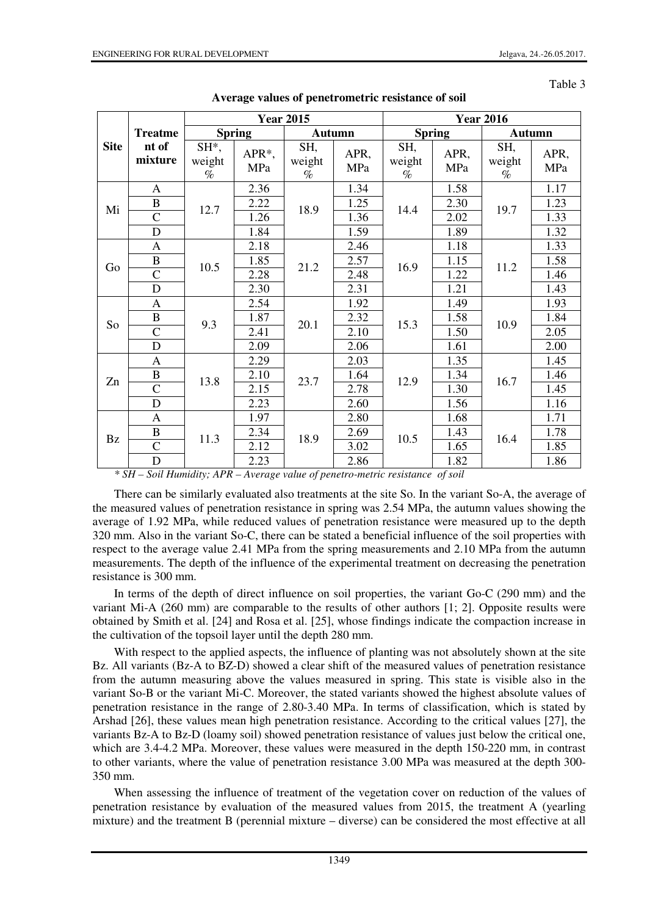Table 3

**Average values of penetrometric resistance of soil**

| Site | Treatment of mixture | Year 2015 | | | | Year 2016 | | | |
|---|---|---|---|---|---|---|---|---|---|
| | | Spring | | Autumn | | Spring | | Autumn | |
| | | SH*, weight % | APR*, MPa | SH, weight % | APR, MPa | SH, weight % | APR, MPa | SH, weight % | APR, MPa |
| Mi | A | 12.7 | 2.36 | 18.9 | 1.34 | 14.4 | 1.58 | 19.7 | 1.17 |
| | B | | 2.22 | | 1.25 | | 2.30 | | 1.23 |
| | C | | 1.26 | | 1.36 | | 2.02 | | 1.33 |
| | D | | 1.84 | | 1.59 | | 1.89 | | 1.32 |
| Go | A | 10.5 | 2.18 | 21.2 | 2.46 | 16.9 | 1.18 | 11.2 | 1.33 |
| | B | | 1.85 | | 2.57 | | 1.15 | | 1.58 |
| | C | | 2.28 | | 2.48 | | 1.22 | | 1.46 |
| | D | | 2.30 | | 2.31 | | 1.21 | | 1.43 |
| So | A | 9.3 | 2.54 | 20.1 | 1.92 | 15.3 | 1.49 | 10.9 | 1.93 |
| | B | | 1.87 | | 2.32 | | 1.58 | | 1.84 |
| | C | | 2.41 | | 2.10 | | 1.50 | | 2.05 |
| | D | | 2.09 | | 2.06 | | 1.61 | | 2.00 |
| Zn | A | 13.8 | 2.29 | 23.7 | 2.03 | 12.9 | 1.35 | 16.7 | 1.45 |
| | B | | 2.10 | | 1.64 | | 1.34 | | 1.46 |
| | C | | 2.15 | | 2.78 | | 1.30 | | 1.45 |
| | D | | 2.23 | | 2.60 | | 1.56 | | 1.16 |
| Bz | A | 11.3 | 1.97 | 18.9 | 2.80 | 10.5 | 1.68 | 16.4 | 1.71 |
| | B | | 2.34 | | 2.69 | | 1.43 | | 1.78 |
| | C | | 2.12 | | 3.02 | | 1.65 | | 1.85 |
| | D | | 2.23 | | 2.86 | | 1.82 | | 1.86 |

*\* SH – Soil Humidity; APR – Average value of penetro-metric resistance of soil*

There can be similarly evaluated also treatments at the site So. In the variant So-A, the average of the measured values of penetration resistance in spring was 2.54 MPa, the autumn values showing the average of 1.92 MPa, while reduced values of penetration resistance were measured up to the depth 320 mm. Also in the variant So-C, there can be stated a beneficial influence of the soil properties with respect to the average value 2.41 MPa from the spring measurements and 2.10 MPa from the autumn measurements. The depth of the influence of the experimental treatment on decreasing the penetration resistance is 300 mm.

In terms of the depth of direct influence on soil properties, the variant Go-C (290 mm) and the variant Mi-A (260 mm) are comparable to the results of other authors [1; 2]. Opposite results were obtained by Smith et al. [24] and Rosa et al. [25], whose findings indicate the compaction increase in the cultivation of the topsoil layer until the depth 280 mm.

With respect to the applied aspects, the influence of planting was not absolutely shown at the site Bz. All variants (Bz-A to BZ-D) showed a clear shift of the measured values of penetration resistance from the autumn measuring above the values measured in spring. This state is visible also in the variant So-B or the variant Mi-C. Moreover, the stated variants showed the highest absolute values of penetration resistance in the range of 2.80-3.40 MPa. In terms of classification, which is stated by Arshad [26], these values mean high penetration resistance. According to the critical values [27], the variants Bz-A to Bz-D (loamy soil) showed penetration resistance of values just below the critical one, which are 3.4-4.2 MPa. Moreover, these values were measured in the depth 150-220 mm, in contrast to other variants, where the value of penetration resistance 3.00 MPa was measured at the depth 300-350 mm.

When assessing the influence of treatment of the vegetation cover on reduction of the values of penetration resistance by evaluation of the measured values from 2015, the treatment A (yearling mixture) and the treatment B (perennial mixture – diverse) can be considered the most effective at all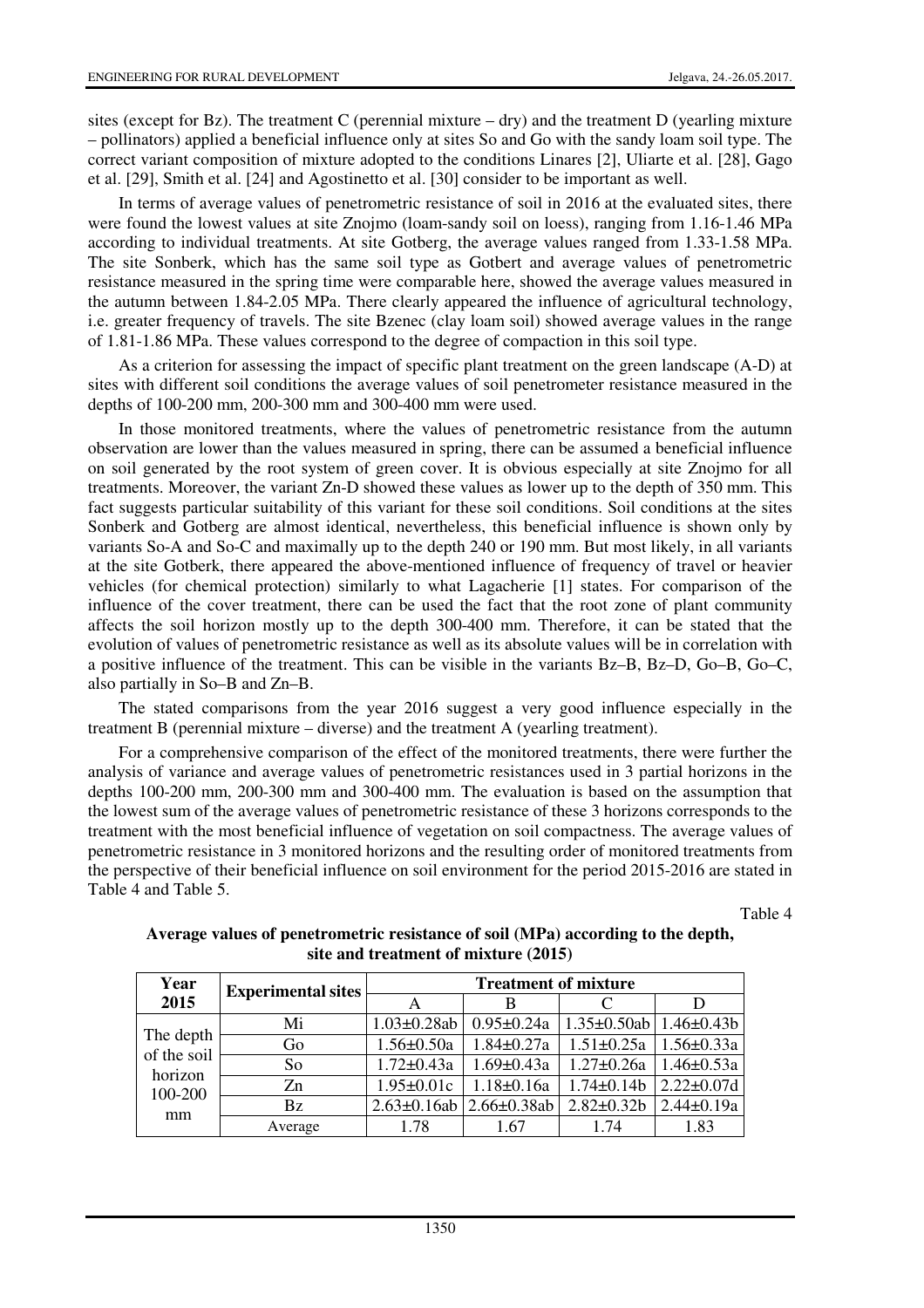sites (except for Bz). The treatment C (perennial mixture – dry) and the treatment D (yearling mixture – pollinators) applied a beneficial influence only at sites So and Go with the sandy loam soil type. The correct variant composition of mixture adopted to the conditions Linares [2], Uliarte et al. [28], Gago et al. [29], Smith et al. [24] and Agostinetto et al. [30] consider to be important as well.

In terms of average values of penetrometric resistance of soil in 2016 at the evaluated sites, there were found the lowest values at site Znojmo (loam-sandy soil on loess), ranging from 1.16-1.46 MPa according to individual treatments. At site Gotberg, the average values ranged from 1.33-1.58 MPa. The site Sonberk, which has the same soil type as Gotbert and average values of penetrometric resistance measured in the spring time were comparable here, showed the average values measured in the autumn between 1.84-2.05 MPa. There clearly appeared the influence of agricultural technology, i.e. greater frequency of travels. The site Bzenec (clay loam soil) showed average values in the range of 1.81-1.86 MPa. These values correspond to the degree of compaction in this soil type.

As a criterion for assessing the impact of specific plant treatment on the green landscape (A-D) at sites with different soil conditions the average values of soil penetrometer resistance measured in the depths of 100-200 mm, 200-300 mm and 300-400 mm were used.

In those monitored treatments, where the values of penetrometric resistance from the autumn observation are lower than the values measured in spring, there can be assumed a beneficial influence on soil generated by the root system of green cover. It is obvious especially at site Znojmo for all treatments. Moreover, the variant Zn-D showed these values as lower up to the depth of 350 mm. This fact suggests particular suitability of this variant for these soil conditions. Soil conditions at the sites Sonberk and Gotberg are almost identical, nevertheless, this beneficial influence is shown only by variants So-A and So-C and maximally up to the depth 240 or 190 mm. But most likely, in all variants at the site Gotberk, there appeared the above-mentioned influence of frequency of travel or heavier vehicles (for chemical protection) similarly to what Lagacherie [1] states. For comparison of the influence of the cover treatment, there can be used the fact that the root zone of plant community affects the soil horizon mostly up to the depth 300-400 mm. Therefore, it can be stated that the evolution of values of penetrometric resistance as well as its absolute values will be in correlation with a positive influence of the treatment. This can be visible in the variants Bz–B, Bz–D, Go–B, Go–C, also partially in So–B and Zn–B.

The stated comparisons from the year 2016 suggest a very good influence especially in the treatment B (perennial mixture – diverse) and the treatment A (yearling treatment).

For a comprehensive comparison of the effect of the monitored treatments, there were further the analysis of variance and average values of penetrometric resistances used in 3 partial horizons in the depths 100-200 mm, 200-300 mm and 300-400 mm. The evaluation is based on the assumption that the lowest sum of the average values of penetrometric resistance of these 3 horizons corresponds to the treatment with the most beneficial influence of vegetation on soil compactness. The average values of penetrometric resistance in 3 monitored horizons and the resulting order of monitored treatments from the perspective of their beneficial influence on soil environment for the period 2015-2016 are stated in Table 4 and Table 5.

Table 4

**Average values of penetrometric resistance of soil (MPa) according to the depth, site and treatment of mixture (2015)**

| Year 2015 | Experimental sites | Treatment of mixture | | | |
|---|---|---|---|---|---|
| | | A | B | C | D |
| The depth of the soil horizon 100-200 mm | Mi | 1.03±0.28ab | 0.95±0.24a | 1.35±0.50ab | 1.46±0.43b |
| | Go | 1.56±0.50a | 1.84±0.27a | 1.51±0.25a | 1.56±0.33a |
| | So | 1.72±0.43a | 1.69±0.43a | 1.27±0.26a | 1.46±0.53a |
| | Zn | 1.95±0.01c | 1.18±0.16a | 1.74±0.14b | 2.22±0.07d |
| | Bz | 2.63±0.16ab | 2.66±0.38ab | 2.82±0.32b | 2.44±0.19a |
| | Average | 1.78 | 1.67 | 1.74 | 1.83 |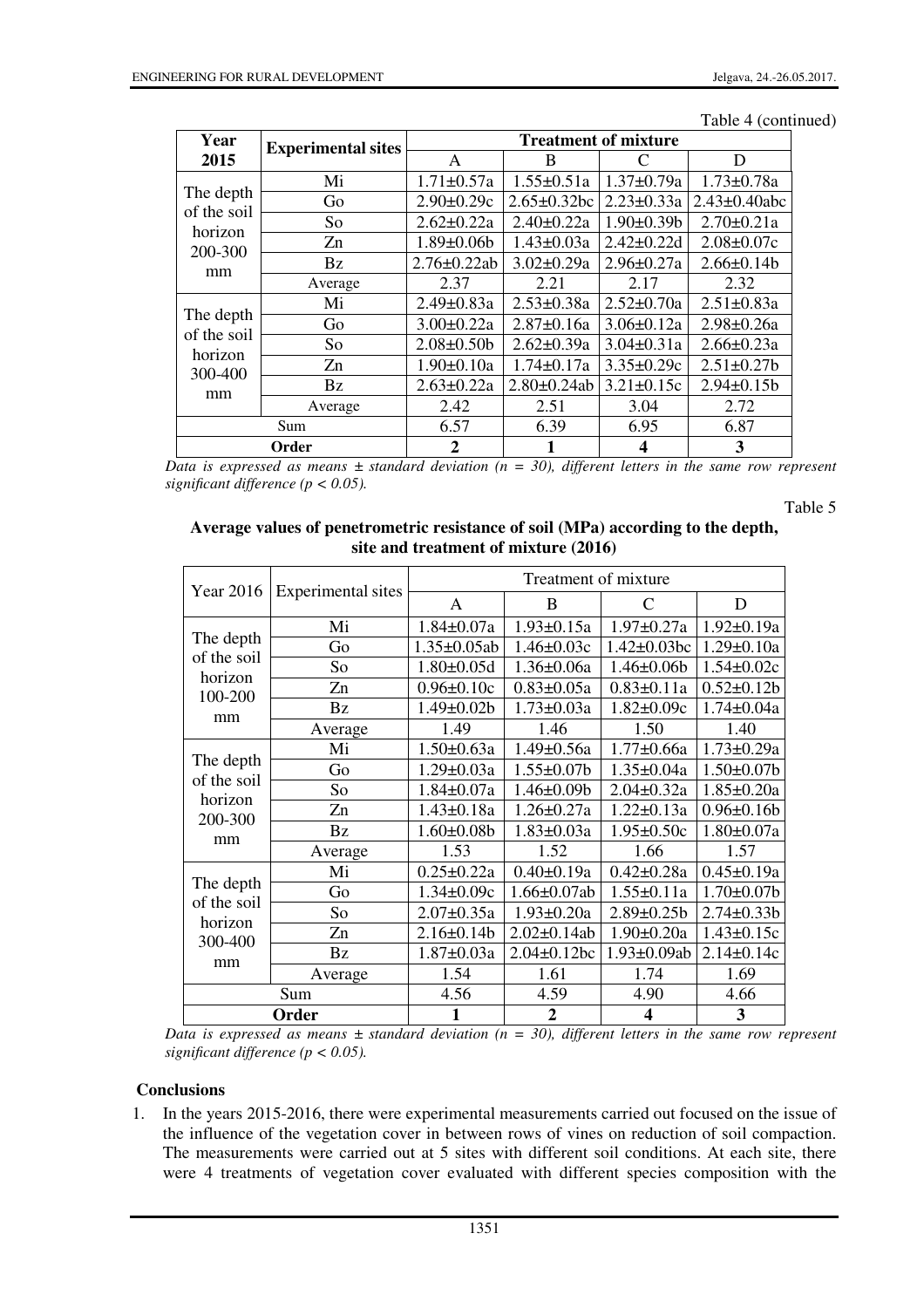Table 4 (continued)

| Year 2015 | Experimental sites | Treatment of mixture | | | |
|---|---|---|---|---|---|
| | | A | B | C | D |
| The depth of the soil horizon 200-300 mm | Mi | 1.71±0.57a | 1.55±0.51a | 1.37±0.79a | 1.73±0.78a |
| | Go | 2.90±0.29c | 2.65±0.32bc | 2.23±0.33a | 2.43±0.40abc |
| | So | 2.62±0.22a | 2.40±0.22a | 1.90±0.39b | 2.70±0.21a |
| | Zn | 1.89±0.06b | 1.43±0.03a | 2.42±0.22d | 2.08±0.07c |
| | Bz | 2.76±0.22ab | 3.02±0.29a | 2.96±0.27a | 2.66±0.14b |
| | Average | 2.37 | 2.21 | 2.17 | 2.32 |
| The depth of the soil horizon 300-400 mm | Mi | 2.49±0.83a | 2.53±0.38a | 2.52±0.70a | 2.51±0.83a |
| | Go | 3.00±0.22a | 2.87±0.16a | 3.06±0.12a | 2.98±0.26a |
| | So | 2.08±0.50b | 2.62±0.39a | 3.04±0.31a | 2.66±0.23a |
| | Zn | 1.90±0.10a | 1.74±0.17a | 3.35±0.29c | 2.51±0.27b |
| | Bz | 2.63±0.22a | 2.80±0.24ab | 3.21±0.15c | 2.94±0.15b |
| | Average | 2.42 | 2.51 | 3.04 | 2.72 |
| Sum | | 6.57 | 6.39 | 6.95 | 6.87 |
| **Order** | | **2** | **1** | **4** | **3** |

*Data is expressed as means ± standard deviation (n = 30), different letters in the same row represent significant difference (p < 0.05).*

Table 5

**Average values of penetrometric resistance of soil (MPa) according to the depth, site and treatment of mixture (2016)**

| Year 2016 | Experimental sites | Treatment of mixture | | | |
|---|---|---|---|---|---|
| | | A | B | C | D |
| The depth of the soil horizon 100-200 mm | Mi | 1.84±0.07a | 1.93±0.15a | 1.97±0.27a | 1.92±0.19a |
| | Go | 1.35±0.05ab | 1.46±0.03c | 1.42±0.03bc | 1.29±0.10a |
| | So | 1.80±0.05d | 1.36±0.06a | 1.46±0.06b | 1.54±0.02c |
| | Zn | 0.96±0.10c | 0.83±0.05a | 0.83±0.11a | 0.52±0.12b |
| | Bz | 1.49±0.02b | 1.73±0.03a | 1.82±0.09c | 1.74±0.04a |
| | Average | 1.49 | 1.46 | 1.50 | 1.40 |
| The depth of the soil horizon 200-300 mm | Mi | 1.50±0.63a | 1.49±0.56a | 1.77±0.66a | 1.73±0.29a |
| | Go | 1.29±0.03a | 1.55±0.07b | 1.35±0.04a | 1.50±0.07b |
| | So | 1.84±0.07a | 1.46±0.09b | 2.04±0.32a | 1.85±0.20a |
| | Zn | 1.43±0.18a | 1.26±0.27a | 1.22±0.13a | 0.96±0.16b |
| | Bz | 1.60±0.08b | 1.83±0.03a | 1.95±0.50c | 1.80±0.07a |
| | Average | 1.53 | 1.52 | 1.66 | 1.57 |
| The depth of the soil horizon 300-400 mm | Mi | 0.25±0.22a | 0.40±0.19a | 0.42±0.28a | 0.45±0.19a |
| | Go | 1.34±0.09c | 1.66±0.07ab | 1.55±0.11a | 1.70±0.07b |
| | So | 2.07±0.35a | 1.93±0.20a | 2.89±0.25b | 2.74±0.33b |
| | Zn | 2.16±0.14b | 2.02±0.14ab | 1.90±0.20a | 1.43±0.15c |
| | Bz | 1.87±0.03a | 2.04±0.12bc | 1.93±0.09ab | 2.14±0.14c |
| | Average | 1.54 | 1.61 | 1.74 | 1.69 |
| Sum | | 4.56 | 4.59 | 4.90 | 4.66 |
| **Order** | | **1** | **2** | **4** | **3** |

*Data is expressed as means ± standard deviation (n = 30), different letters in the same row represent significant difference (p < 0.05).*

## Conclusions

1. In the years 2015-2016, there were experimental measurements carried out focused on the issue of the influence of the vegetation cover in between rows of vines on reduction of soil compaction. The measurements were carried out at 5 sites with different soil conditions. At each site, there were 4 treatments of vegetation cover evaluated with different species composition with the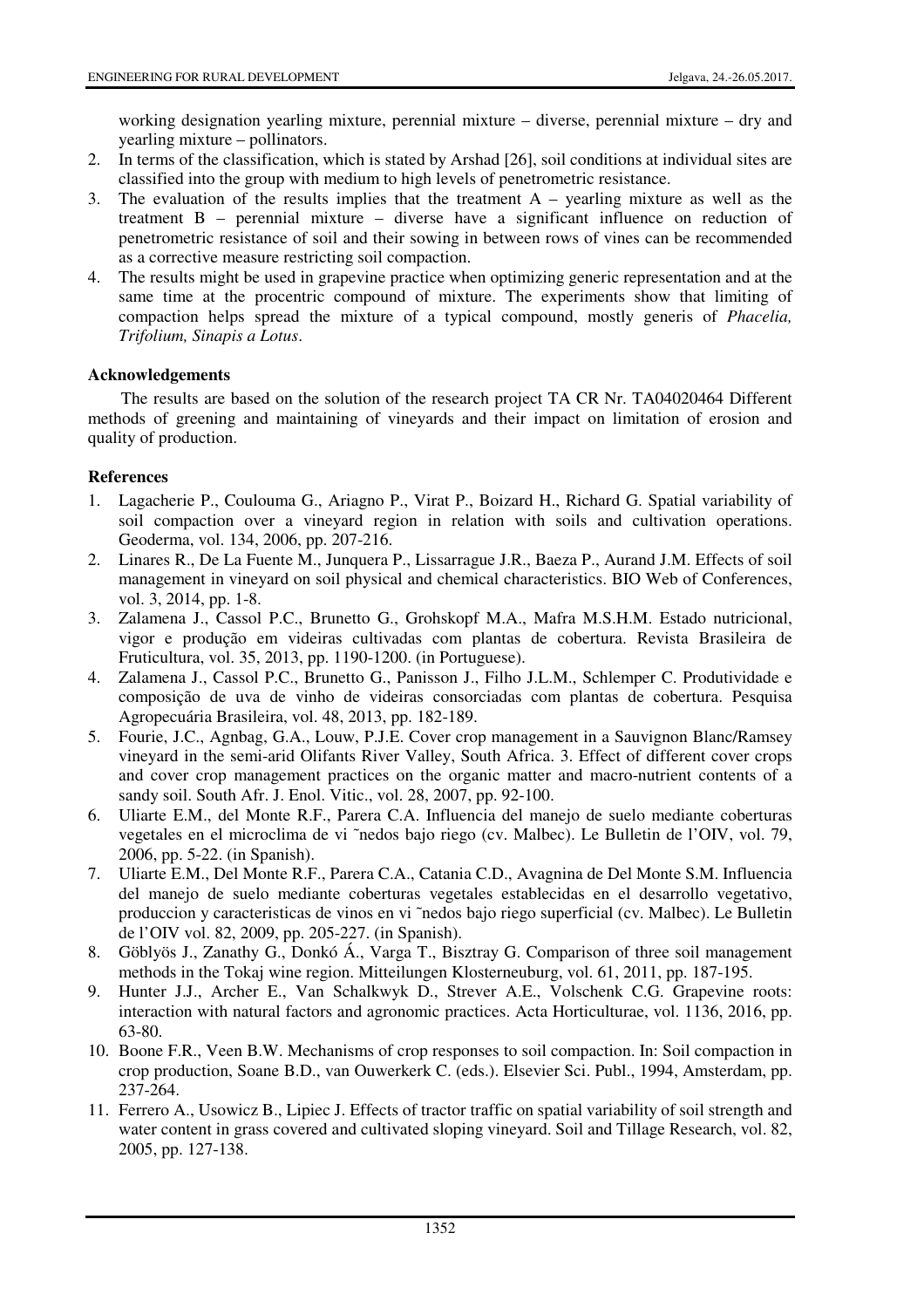working designation yearling mixture, perennial mixture – diverse, perennial mixture – dry and yearling mixture – pollinators.

2. In terms of the classification, which is stated by Arshad [26], soil conditions at individual sites are classified into the group with medium to high levels of penetrometric resistance.
3. The evaluation of the results implies that the treatment A – yearling mixture as well as the treatment B – perennial mixture – diverse have a significant influence on reduction of penetrometric resistance of soil and their sowing in between rows of vines can be recommended as a corrective measure restricting soil compaction.
4. The results might be used in grapevine practice when optimizing generic representation and at the same time at the procentric compound of mixture. The experiments show that limiting of compaction helps spread the mixture of a typical compound, mostly generis of *Phacelia, Trifolium, Sinapis a Lotus*.

## Acknowledgements

The results are based on the solution of the research project TA CR Nr. TA04020464 Different methods of greening and maintaining of vineyards and their impact on limitation of erosion and quality of production.

## References

1. Lagacherie P., Coulouma G., Ariagno P., Virat P., Boizard H., Richard G. Spatial variability of soil compaction over a vineyard region in relation with soils and cultivation operations. Geoderma, vol. 134, 2006, pp. 207-216.
2. Linares R., De La Fuente M., Junquera P., Lissarrague J.R., Baeza P., Aurand J.M. Effects of soil management in vineyard on soil physical and chemical characteristics. BIO Web of Conferences, vol. 3, 2014, pp. 1-8.
3. Zalamena J., Cassol P.C., Brunetto G., Grohskopf M.A., Mafra M.S.H.M. Estado nutricional, vigor e produção em videiras cultivadas com plantas de cobertura. Revista Brasileira de Fruticultura, vol. 35, 2013, pp. 1190-1200. (in Portuguese).
4. Zalamena J., Cassol P.C., Brunetto G., Panisson J., Filho J.L.M., Schlemper C. Produtividade e composição de uva de vinho de videiras consorciadas com plantas de cobertura. Pesquisa Agropecuária Brasileira, vol. 48, 2013, pp. 182-189.
5. Fourie, J.C., Agnbag, G.A., Louw, P.J.E. Cover crop management in a Sauvignon Blanc/Ramsey vineyard in the semi-arid Olifants River Valley, South Africa. 3. Effect of different cover crops and cover crop management practices on the organic matter and macro-nutrient contents of a sandy soil. South Afr. J. Enol. Vitic., vol. 28, 2007, pp. 92-100.
6. Uliarte E.M., del Monte R.F., Parera C.A. Influencia del manejo de suelo mediante coberturas vegetales en el microclima de vi ˜nedos bajo riego (cv. Malbec). Le Bulletin de l'OIV, vol. 79, 2006, pp. 5-22. (in Spanish).
7. Uliarte E.M., Del Monte R.F., Parera C.A., Catania C.D., Avagnina de Del Monte S.M. Influencia del manejo de suelo mediante coberturas vegetales establecidas en el desarrollo vegetativo, produccion y caracteristicas de vinos en vi ˜nedos bajo riego superficial (cv. Malbec). Le Bulletin de l'OIV vol. 82, 2009, pp. 205-227. (in Spanish).
8. Göblyös J., Zanathy G., Donkó Á., Varga T., Bisztray G. Comparison of three soil management methods in the Tokaj wine region. Mitteilungen Klosterneuburg, vol. 61, 2011, pp. 187-195.
9. Hunter J.J., Archer E., Van Schalkwyk D., Strever A.E., Volschenk C.G. Grapevine roots: interaction with natural factors and agronomic practices. Acta Horticulturae, vol. 1136, 2016, pp. 63-80.
10. Boone F.R., Veen B.W. Mechanisms of crop responses to soil compaction. In: Soil compaction in crop production, Soane B.D., van Ouwerkerk C. (eds.). Elsevier Sci. Publ., 1994, Amsterdam, pp. 237-264.
11. Ferrero A., Usowicz B., Lipiec J. Effects of tractor traffic on spatial variability of soil strength and water content in grass covered and cultivated sloping vineyard. Soil and Tillage Research, vol. 82, 2005, pp. 127-138.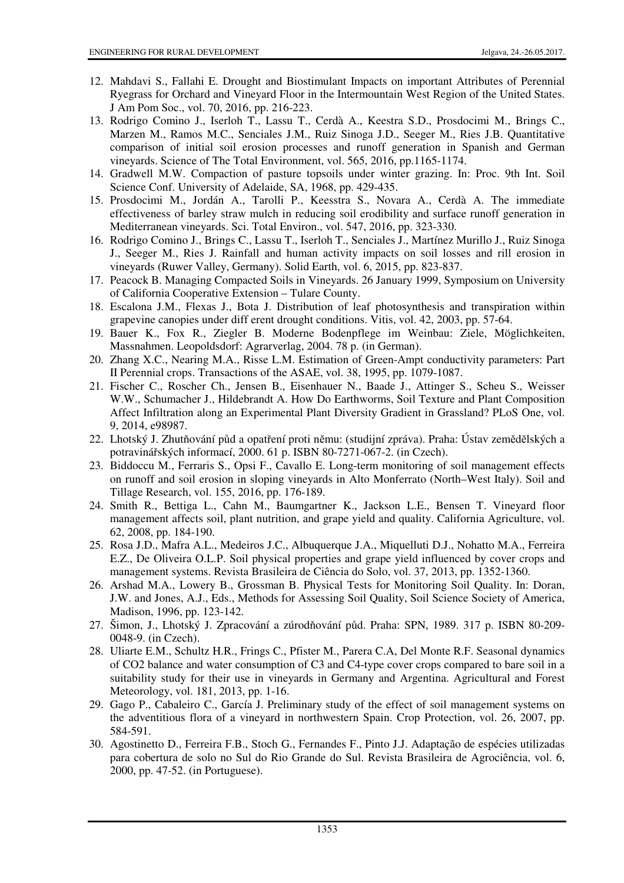12. Mahdavi S., Fallahi E. Drought and Biostimulant Impacts on important Attributes of Perennial Ryegrass for Orchard and Vineyard Floor in the Intermountain West Region of the United States. J Am Pom Soc., vol. 70, 2016, pp. 216-223.
13. Rodrigo Comino J., Iserloh T., Lassu T., Cerdà A., Keestra S.D., Prosdocimi M., Brings C., Marzen M., Ramos M.C., Senciales J.M., Ruiz Sinoga J.D., Seeger M., Ries J.B. Quantitative comparison of initial soil erosion processes and runoff generation in Spanish and German vineyards. Science of The Total Environment, vol. 565, 2016, pp.1165-1174.
14. Gradwell M.W. Compaction of pasture topsoils under winter grazing. In: Proc. 9th Int. Soil Science Conf. University of Adelaide, SA, 1968, pp. 429-435.
15. Prosdocimi M., Jordán A., Tarolli P., Keesstra S., Novara A., Cerdà A. The immediate effectiveness of barley straw mulch in reducing soil erodibility and surface runoff generation in Mediterranean vineyards. Sci. Total Environ., vol. 547, 2016, pp. 323-330.
16. Rodrigo Comino J., Brings C., Lassu T., Iserloh T., Senciales J., Martínez Murillo J., Ruiz Sinoga J., Seeger M., Ries J. Rainfall and human activity impacts on soil losses and rill erosion in vineyards (Ruwer Valley, Germany). Solid Earth, vol. 6, 2015, pp. 823-837.
17. Peacock B. Managing Compacted Soils in Vineyards. 26 January 1999, Symposium on University of California Cooperative Extension – Tulare County.
18. Escalona J.M., Flexas J., Bota J. Distribution of leaf photosynthesis and transpiration within grapevine canopies under diff erent drought conditions. Vitis, vol. 42, 2003, pp. 57-64.
19. Bauer K., Fox R., Ziegler B. Moderne Bodenpflege im Weinbau: Ziele, Möglichkeiten, Massnahmen. Leopoldsdorf: Agrarverlag, 2004. 78 p. (in German).
20. Zhang X.C., Nearing M.A., Risse L.M. Estimation of Green-Ampt conductivity parameters: Part II Perennial crops. Transactions of the ASAE, vol. 38, 1995, pp. 1079-1087.
21. Fischer C., Roscher Ch., Jensen B., Eisenhauer N., Baade J., Attinger S., Scheu S., Weisser W.W., Schumacher J., Hildebrandt A. How Do Earthworms, Soil Texture and Plant Composition Affect Infiltration along an Experimental Plant Diversity Gradient in Grassland? PLoS One, vol. 9, 2014, e98987.
22. Lhotský J. Zhutňování půd a opatření proti němu: (studijní zpráva). Praha: Ústav zemědělských a potravinářských informací, 2000. 61 p. ISBN 80-7271-067-2. (in Czech).
23. Biddoccu M., Ferraris S., Opsi F., Cavallo E. Long-term monitoring of soil management effects on runoff and soil erosion in sloping vineyards in Alto Monferrato (North–West Italy). Soil and Tillage Research, vol. 155, 2016, pp. 176-189.
24. Smith R., Bettiga L., Cahn M., Baumgartner K., Jackson L.E., Bensen T. Vineyard floor management affects soil, plant nutrition, and grape yield and quality. California Agriculture, vol. 62, 2008, pp. 184-190.
25. Rosa J.D., Mafra A.L., Medeiros J.C., Albuquerque J.A., Miquelluti D.J., Nohatto M.A., Ferreira E.Z., De Oliveira O.L.P. Soil physical properties and grape yield influenced by cover crops and management systems. Revista Brasileira de Ciência do Solo, vol. 37, 2013, pp. 1352-1360.
26. Arshad M.A., Lowery B., Grossman B. Physical Tests for Monitoring Soil Quality. In: Doran, J.W. and Jones, A.J., Eds., Methods for Assessing Soil Quality, Soil Science Society of America, Madison, 1996, pp. 123-142.
27. Šimon, J., Lhotský J. Zpracování a zúrodňování půd. Praha: SPN, 1989. 317 p. ISBN 80-209-0048-9. (in Czech).
28. Uliarte E.M., Schultz H.R., Frings C., Pfister M., Parera C.A, Del Monte R.F. Seasonal dynamics of CO2 balance and water consumption of C3 and C4-type cover crops compared to bare soil in a suitability study for their use in vineyards in Germany and Argentina. Agricultural and Forest Meteorology, vol. 181, 2013, pp. 1-16.
29. Gago P., Cabaleiro C., García J. Preliminary study of the effect of soil management systems on the adventitious flora of a vineyard in northwestern Spain. Crop Protection, vol. 26, 2007, pp. 584-591.
30. Agostinetto D., Ferreira F.B., Stoch G., Fernandes F., Pinto J.J. Adaptação de espécies utilizadas para cobertura de solo no Sul do Rio Grande do Sul. Revista Brasileira de Agrociência, vol. 6, 2000, pp. 47-52. (in Portuguese).